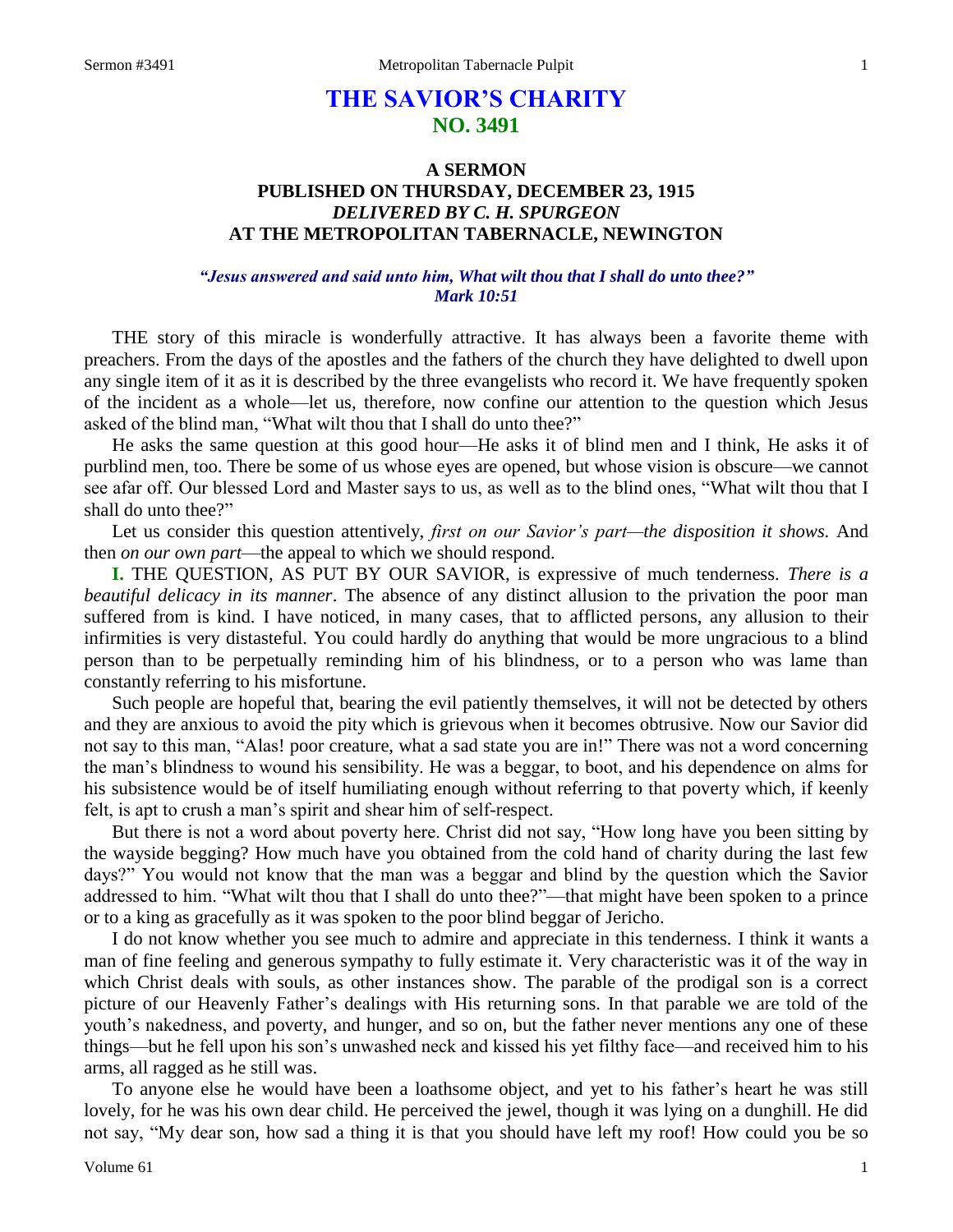# THE SAVIOR'S CHARITY
## NO. 3491

### A SERMON
### PUBLISHED ON THURSDAY, DECEMBER 23, 1915
### *DELIVERED BY C. H. SPURGEON*
### AT THE METROPOLITAN TABERNACLE, NEWINGTON

***"Jesus answered and said unto him, What wilt thou that I shall do unto thee?"***
***Mark 10:51***

THE story of this miracle is wonderfully attractive. It has always been a favorite theme with preachers. From the days of the apostles and the fathers of the church they have delighted to dwell upon any single item of it as it is described by the three evangelists who record it. We have frequently spoken of the incident as a whole—let us, therefore, now confine our attention to the question which Jesus asked of the blind man, "What wilt thou that I shall do unto thee?"

He asks the same question at this good hour—He asks it of blind men and I think, He asks it of purblind men, too. There be some of us whose eyes are opened, but whose vision is obscure—we cannot see afar off. Our blessed Lord and Master says to us, as well as to the blind ones, "What wilt thou that I shall do unto thee?"

Let us consider this question attentively, *first on our Savior's part—the disposition it shows.* And then *on our own part*—the appeal to which we should respond.

**I.** THE QUESTION, AS PUT BY OUR SAVIOR, is expressive of much tenderness. *There is a beautiful delicacy in its manner*. The absence of any distinct allusion to the privation the poor man suffered from is kind. I have noticed, in many cases, that to afflicted persons, any allusion to their infirmities is very distasteful. You could hardly do anything that would be more ungracious to a blind person than to be perpetually reminding him of his blindness, or to a person who was lame than constantly referring to his misfortune.

Such people are hopeful that, bearing the evil patiently themselves, it will not be detected by others and they are anxious to avoid the pity which is grievous when it becomes obtrusive. Now our Savior did not say to this man, "Alas! poor creature, what a sad state you are in!" There was not a word concerning the man's blindness to wound his sensibility. He was a beggar, to boot, and his dependence on alms for his subsistence would be of itself humiliating enough without referring to that poverty which, if keenly felt, is apt to crush a man's spirit and shear him of self-respect.

But there is not a word about poverty here. Christ did not say, "How long have you been sitting by the wayside begging? How much have you obtained from the cold hand of charity during the last few days?" You would not know that the man was a beggar and blind by the question which the Savior addressed to him. "What wilt thou that I shall do unto thee?"—that might have been spoken to a prince or to a king as gracefully as it was spoken to the poor blind beggar of Jericho.

I do not know whether you see much to admire and appreciate in this tenderness. I think it wants a man of fine feeling and generous sympathy to fully estimate it. Very characteristic was it of the way in which Christ deals with souls, as other instances show. The parable of the prodigal son is a correct picture of our Heavenly Father's dealings with His returning sons. In that parable we are told of the youth's nakedness, and poverty, and hunger, and so on, but the father never mentions any one of these things—but he fell upon his son's unwashed neck and kissed his yet filthy face—and received him to his arms, all ragged as he still was.

To anyone else he would have been a loathsome object, and yet to his father's heart he was still lovely, for he was his own dear child. He perceived the jewel, though it was lying on a dunghill. He did not say, "My dear son, how sad a thing it is that you should have left my roof! How could you be so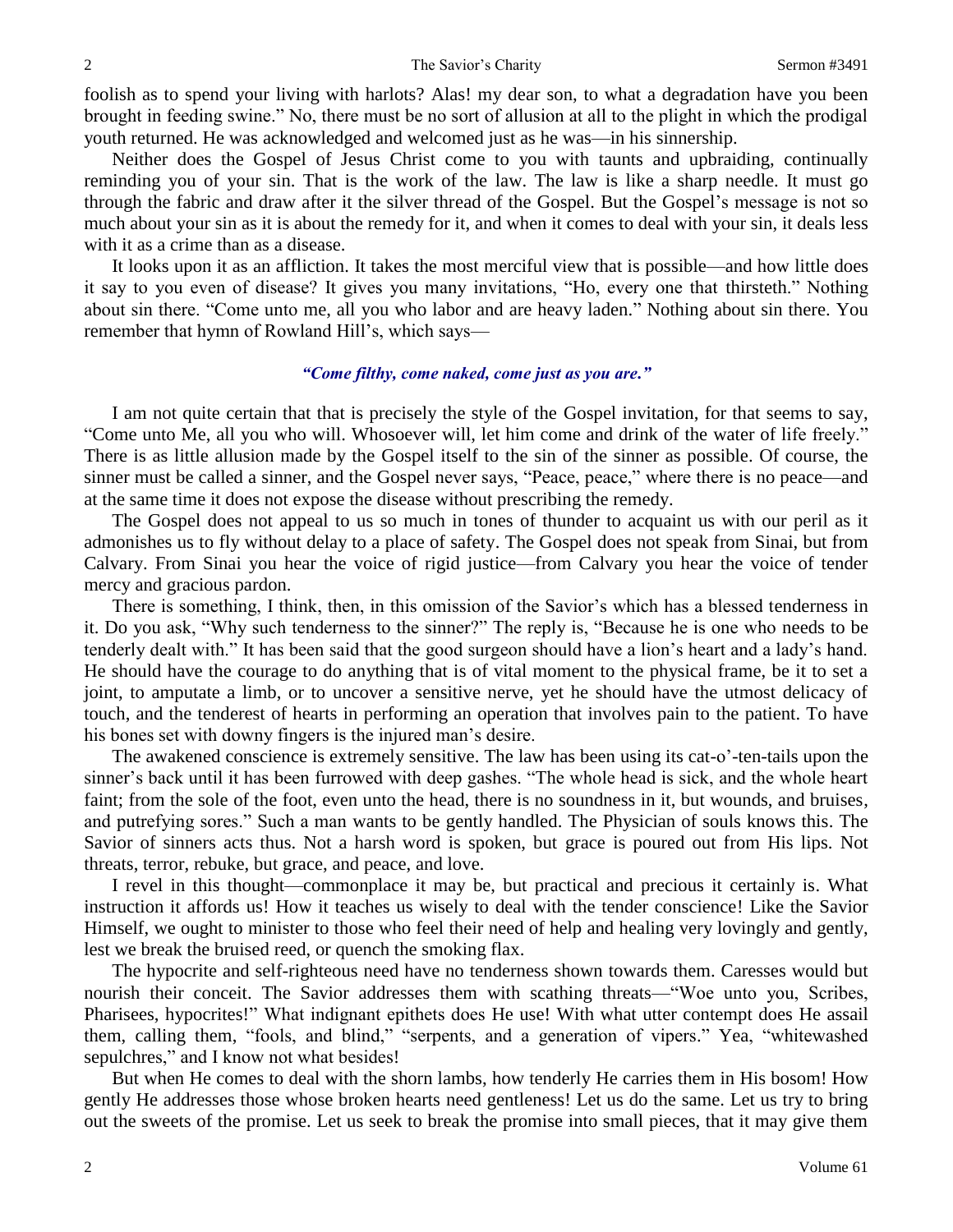foolish as to spend your living with harlots? Alas! my dear son, to what a degradation have you been brought in feeding swine." No, there must be no sort of allusion at all to the plight in which the prodigal youth returned. He was acknowledged and welcomed just as he was—in his sinnership.

Neither does the Gospel of Jesus Christ come to you with taunts and upbraiding, continually reminding you of your sin. That is the work of the law. The law is like a sharp needle. It must go through the fabric and draw after it the silver thread of the Gospel. But the Gospel's message is not so much about your sin as it is about the remedy for it, and when it comes to deal with your sin, it deals less with it as a crime than as a disease.

It looks upon it as an affliction. It takes the most merciful view that is possible—and how little does it say to you even of disease? It gives you many invitations, "Ho, every one that thirsteth." Nothing about sin there. "Come unto me, all you who labor and are heavy laden." Nothing about sin there. You remember that hymn of Rowland Hill's, which says—

*"Come filthy, come naked, come just as you are."*

I am not quite certain that that is precisely the style of the Gospel invitation, for that seems to say, "Come unto Me, all you who will. Whosoever will, let him come and drink of the water of life freely." There is as little allusion made by the Gospel itself to the sin of the sinner as possible. Of course, the sinner must be called a sinner, and the Gospel never says, "Peace, peace," where there is no peace—and at the same time it does not expose the disease without prescribing the remedy.

The Gospel does not appeal to us so much in tones of thunder to acquaint us with our peril as it admonishes us to fly without delay to a place of safety. The Gospel does not speak from Sinai, but from Calvary. From Sinai you hear the voice of rigid justice—from Calvary you hear the voice of tender mercy and gracious pardon.

There is something, I think, then, in this omission of the Savior's which has a blessed tenderness in it. Do you ask, "Why such tenderness to the sinner?" The reply is, "Because he is one who needs to be tenderly dealt with." It has been said that the good surgeon should have a lion's heart and a lady's hand. He should have the courage to do anything that is of vital moment to the physical frame, be it to set a joint, to amputate a limb, or to uncover a sensitive nerve, yet he should have the utmost delicacy of touch, and the tenderest of hearts in performing an operation that involves pain to the patient. To have his bones set with downy fingers is the injured man's desire.

The awakened conscience is extremely sensitive. The law has been using its cat-o'-ten-tails upon the sinner's back until it has been furrowed with deep gashes. "The whole head is sick, and the whole heart faint; from the sole of the foot, even unto the head, there is no soundness in it, but wounds, and bruises, and putrefying sores." Such a man wants to be gently handled. The Physician of souls knows this. The Savior of sinners acts thus. Not a harsh word is spoken, but grace is poured out from His lips. Not threats, terror, rebuke, but grace, and peace, and love.

I revel in this thought—commonplace it may be, but practical and precious it certainly is. What instruction it affords us! How it teaches us wisely to deal with the tender conscience! Like the Savior Himself, we ought to minister to those who feel their need of help and healing very lovingly and gently, lest we break the bruised reed, or quench the smoking flax.

The hypocrite and self-righteous need have no tenderness shown towards them. Caresses would but nourish their conceit. The Savior addresses them with scathing threats—"Woe unto you, Scribes, Pharisees, hypocrites!" What indignant epithets does He use! With what utter contempt does He assail them, calling them, "fools, and blind," "serpents, and a generation of vipers." Yea, "whitewashed sepulchres," and I know not what besides!

But when He comes to deal with the shorn lambs, how tenderly He carries them in His bosom! How gently He addresses those whose broken hearts need gentleness! Let us do the same. Let us try to bring out the sweets of the promise. Let us seek to break the promise into small pieces, that it may give them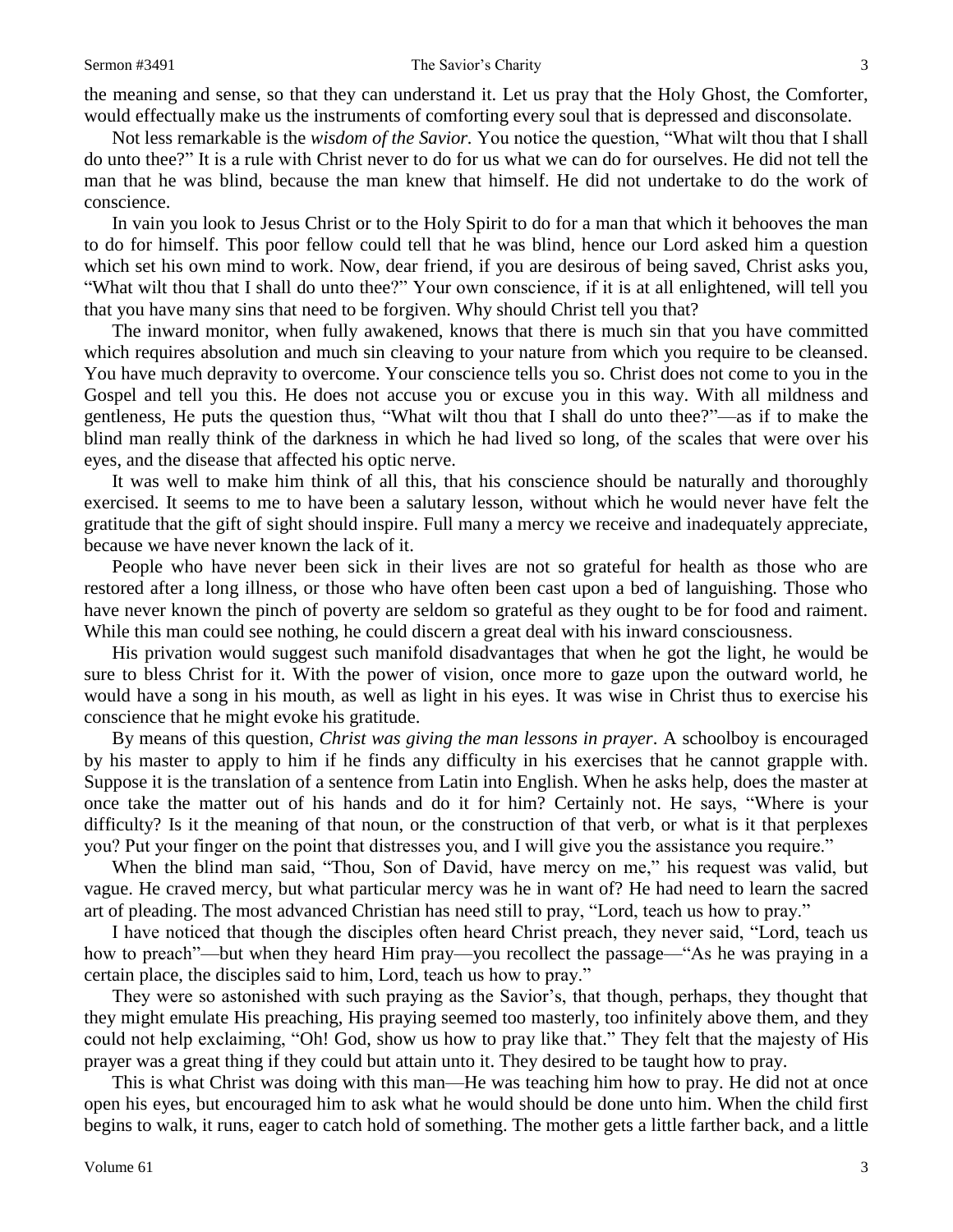the meaning and sense, so that they can understand it. Let us pray that the Holy Ghost, the Comforter, would effectually make us the instruments of comforting every soul that is depressed and disconsolate.

Not less remarkable is the *wisdom of the Savior.* You notice the question, "What wilt thou that I shall do unto thee?" It is a rule with Christ never to do for us what we can do for ourselves. He did not tell the man that he was blind, because the man knew that himself. He did not undertake to do the work of conscience.

In vain you look to Jesus Christ or to the Holy Spirit to do for a man that which it behooves the man to do for himself. This poor fellow could tell that he was blind, hence our Lord asked him a question which set his own mind to work. Now, dear friend, if you are desirous of being saved, Christ asks you, "What wilt thou that I shall do unto thee?" Your own conscience, if it is at all enlightened, will tell you that you have many sins that need to be forgiven. Why should Christ tell you that?

The inward monitor, when fully awakened, knows that there is much sin that you have committed which requires absolution and much sin cleaving to your nature from which you require to be cleansed. You have much depravity to overcome. Your conscience tells you so. Christ does not come to you in the Gospel and tell you this. He does not accuse you or excuse you in this way. With all mildness and gentleness, He puts the question thus, "What wilt thou that I shall do unto thee?"—as if to make the blind man really think of the darkness in which he had lived so long, of the scales that were over his eyes, and the disease that affected his optic nerve.

It was well to make him think of all this, that his conscience should be naturally and thoroughly exercised. It seems to me to have been a salutary lesson, without which he would never have felt the gratitude that the gift of sight should inspire. Full many a mercy we receive and inadequately appreciate, because we have never known the lack of it.

People who have never been sick in their lives are not so grateful for health as those who are restored after a long illness, or those who have often been cast upon a bed of languishing. Those who have never known the pinch of poverty are seldom so grateful as they ought to be for food and raiment. While this man could see nothing, he could discern a great deal with his inward consciousness.

His privation would suggest such manifold disadvantages that when he got the light, he would be sure to bless Christ for it. With the power of vision, once more to gaze upon the outward world, he would have a song in his mouth, as well as light in his eyes. It was wise in Christ thus to exercise his conscience that he might evoke his gratitude.

By means of this question, *Christ was giving the man lessons in prayer*. A schoolboy is encouraged by his master to apply to him if he finds any difficulty in his exercises that he cannot grapple with. Suppose it is the translation of a sentence from Latin into English. When he asks help, does the master at once take the matter out of his hands and do it for him? Certainly not. He says, "Where is your difficulty? Is it the meaning of that noun, or the construction of that verb, or what is it that perplexes you? Put your finger on the point that distresses you, and I will give you the assistance you require."

When the blind man said, "Thou, Son of David, have mercy on me," his request was valid, but vague. He craved mercy, but what particular mercy was he in want of? He had need to learn the sacred art of pleading. The most advanced Christian has need still to pray, "Lord, teach us how to pray."

I have noticed that though the disciples often heard Christ preach, they never said, "Lord, teach us how to preach"—but when they heard Him pray—you recollect the passage—"As he was praying in a certain place, the disciples said to him, Lord, teach us how to pray."

They were so astonished with such praying as the Savior's, that though, perhaps, they thought that they might emulate His preaching, His praying seemed too masterly, too infinitely above them, and they could not help exclaiming, "Oh! God, show us how to pray like that." They felt that the majesty of His prayer was a great thing if they could but attain unto it. They desired to be taught how to pray.

This is what Christ was doing with this man—He was teaching him how to pray. He did not at once open his eyes, but encouraged him to ask what he would should be done unto him. When the child first begins to walk, it runs, eager to catch hold of something. The mother gets a little farther back, and a little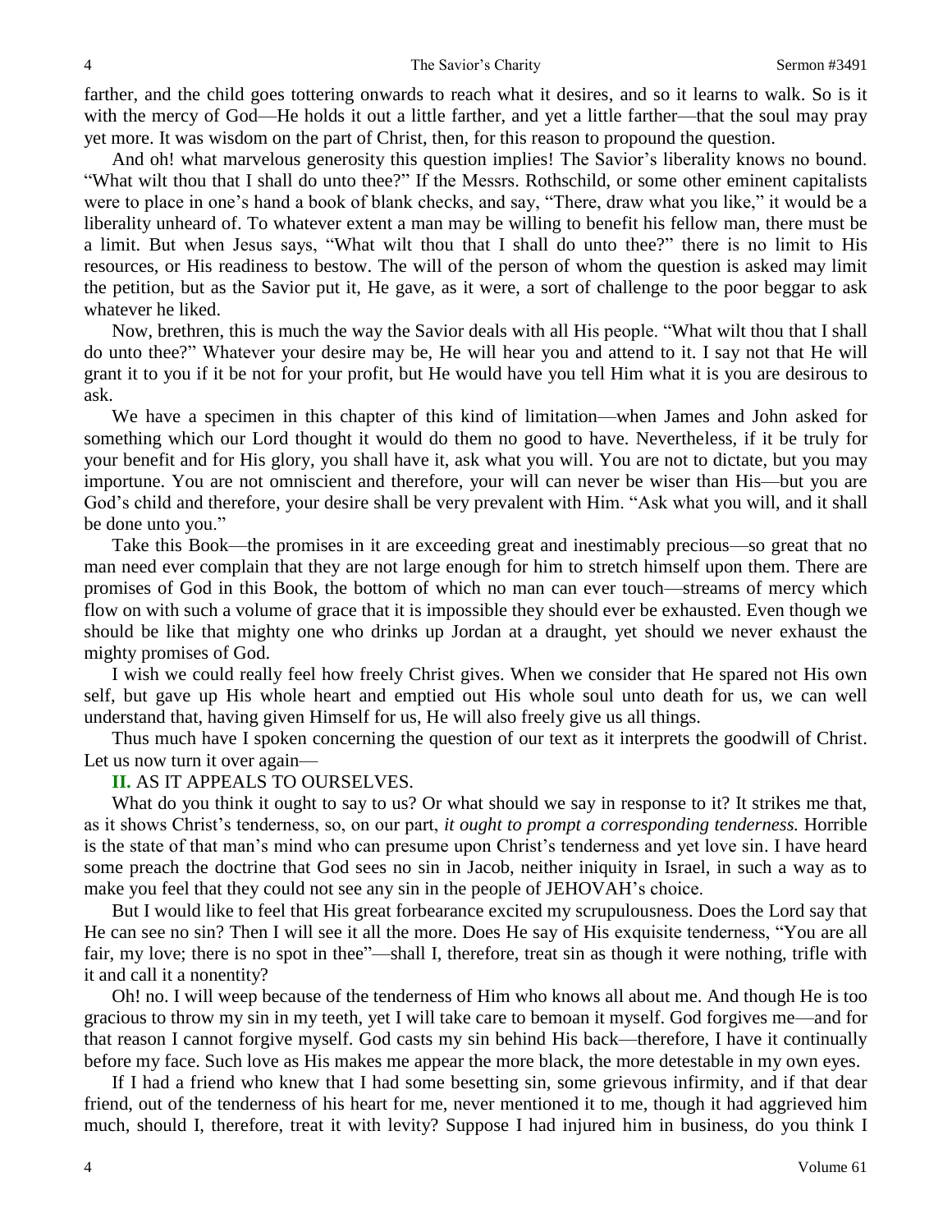farther, and the child goes tottering onwards to reach what it desires, and so it learns to walk. So is it with the mercy of God—He holds it out a little farther, and yet a little farther—that the soul may pray yet more. It was wisdom on the part of Christ, then, for this reason to propound the question.

And oh! what marvelous generosity this question implies! The Savior's liberality knows no bound. "What wilt thou that I shall do unto thee?" If the Messrs. Rothschild, or some other eminent capitalists were to place in one's hand a book of blank checks, and say, "There, draw what you like," it would be a liberality unheard of. To whatever extent a man may be willing to benefit his fellow man, there must be a limit. But when Jesus says, "What wilt thou that I shall do unto thee?" there is no limit to His resources, or His readiness to bestow. The will of the person of whom the question is asked may limit the petition, but as the Savior put it, He gave, as it were, a sort of challenge to the poor beggar to ask whatever he liked.

Now, brethren, this is much the way the Savior deals with all His people. "What wilt thou that I shall do unto thee?" Whatever your desire may be, He will hear you and attend to it. I say not that He will grant it to you if it be not for your profit, but He would have you tell Him what it is you are desirous to ask.

We have a specimen in this chapter of this kind of limitation—when James and John asked for something which our Lord thought it would do them no good to have. Nevertheless, if it be truly for your benefit and for His glory, you shall have it, ask what you will. You are not to dictate, but you may importune. You are not omniscient and therefore, your will can never be wiser than His—but you are God's child and therefore, your desire shall be very prevalent with Him. "Ask what you will, and it shall be done unto you."

Take this Book—the promises in it are exceeding great and inestimably precious—so great that no man need ever complain that they are not large enough for him to stretch himself upon them. There are promises of God in this Book, the bottom of which no man can ever touch—streams of mercy which flow on with such a volume of grace that it is impossible they should ever be exhausted. Even though we should be like that mighty one who drinks up Jordan at a draught, yet should we never exhaust the mighty promises of God.

I wish we could really feel how freely Christ gives. When we consider that He spared not His own self, but gave up His whole heart and emptied out His whole soul unto death for us, we can well understand that, having given Himself for us, He will also freely give us all things.

Thus much have I spoken concerning the question of our text as it interprets the goodwill of Christ. Let us now turn it over again—

**II.** AS IT APPEALS TO OURSELVES.

What do you think it ought to say to us? Or what should we say in response to it? It strikes me that, as it shows Christ's tenderness, so, on our part, *it ought to prompt a corresponding tenderness.* Horrible is the state of that man's mind who can presume upon Christ's tenderness and yet love sin. I have heard some preach the doctrine that God sees no sin in Jacob, neither iniquity in Israel, in such a way as to make you feel that they could not see any sin in the people of JEHOVAH's choice.

But I would like to feel that His great forbearance excited my scrupulousness. Does the Lord say that He can see no sin? Then I will see it all the more. Does He say of His exquisite tenderness, "You are all fair, my love; there is no spot in thee"—shall I, therefore, treat sin as though it were nothing, trifle with it and call it a nonentity?

Oh! no. I will weep because of the tenderness of Him who knows all about me. And though He is too gracious to throw my sin in my teeth, yet I will take care to bemoan it myself. God forgives me—and for that reason I cannot forgive myself. God casts my sin behind His back—therefore, I have it continually before my face. Such love as His makes me appear the more black, the more detestable in my own eyes.

If I had a friend who knew that I had some besetting sin, some grievous infirmity, and if that dear friend, out of the tenderness of his heart for me, never mentioned it to me, though it had aggrieved him much, should I, therefore, treat it with levity? Suppose I had injured him in business, do you think I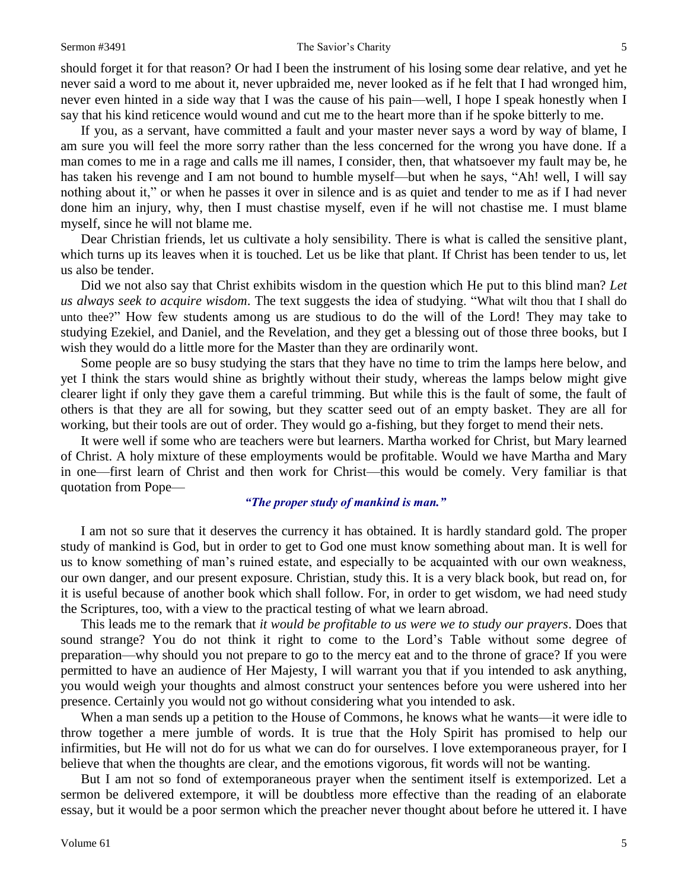should forget it for that reason? Or had I been the instrument of his losing some dear relative, and yet he never said a word to me about it, never upbraided me, never looked as if he felt that I had wronged him, never even hinted in a side way that I was the cause of his pain—well, I hope I speak honestly when I say that his kind reticence would wound and cut me to the heart more than if he spoke bitterly to me.

If you, as a servant, have committed a fault and your master never says a word by way of blame, I am sure you will feel the more sorry rather than the less concerned for the wrong you have done. If a man comes to me in a rage and calls me ill names, I consider, then, that whatsoever my fault may be, he has taken his revenge and I am not bound to humble myself—but when he says, "Ah! well, I will say nothing about it," or when he passes it over in silence and is as quiet and tender to me as if I had never done him an injury, why, then I must chastise myself, even if he will not chastise me. I must blame myself, since he will not blame me.

Dear Christian friends, let us cultivate a holy sensibility. There is what is called the sensitive plant, which turns up its leaves when it is touched. Let us be like that plant. If Christ has been tender to us, let us also be tender.

Did we not also say that Christ exhibits wisdom in the question which He put to this blind man? *Let us always seek to acquire wisdom*. The text suggests the idea of studying. "What wilt thou that I shall do unto thee?" How few students among us are studious to do the will of the Lord! They may take to studying Ezekiel, and Daniel, and the Revelation, and they get a blessing out of those three books, but I wish they would do a little more for the Master than they are ordinarily wont.

Some people are so busy studying the stars that they have no time to trim the lamps here below, and yet I think the stars would shine as brightly without their study, whereas the lamps below might give clearer light if only they gave them a careful trimming. But while this is the fault of some, the fault of others is that they are all for sowing, but they scatter seed out of an empty basket. They are all for working, but their tools are out of order. They would go a-fishing, but they forget to mend their nets.

It were well if some who are teachers were but learners. Martha worked for Christ, but Mary learned of Christ. A holy mixture of these employments would be profitable. Would we have Martha and Mary in one—first learn of Christ and then work for Christ—this would be comely. Very familiar is that quotation from Pope—

***"The proper study of mankind is man."***

I am not so sure that it deserves the currency it has obtained. It is hardly standard gold. The proper study of mankind is God, but in order to get to God one must know something about man. It is well for us to know something of man's ruined estate, and especially to be acquainted with our own weakness, our own danger, and our present exposure. Christian, study this. It is a very black book, but read on, for it is useful because of another book which shall follow. For, in order to get wisdom, we had need study the Scriptures, too, with a view to the practical testing of what we learn abroad.

This leads me to the remark that *it would be profitable to us were we to study our prayers*. Does that sound strange? You do not think it right to come to the Lord's Table without some degree of preparation—why should you not prepare to go to the mercy eat and to the throne of grace? If you were permitted to have an audience of Her Majesty, I will warrant you that if you intended to ask anything, you would weigh your thoughts and almost construct your sentences before you were ushered into her presence. Certainly you would not go without considering what you intended to ask.

When a man sends up a petition to the House of Commons, he knows what he wants—it were idle to throw together a mere jumble of words. It is true that the Holy Spirit has promised to help our infirmities, but He will not do for us what we can do for ourselves. I love extemporaneous prayer, for I believe that when the thoughts are clear, and the emotions vigorous, fit words will not be wanting.

But I am not so fond of extemporaneous prayer when the sentiment itself is extemporized. Let a sermon be delivered extempore, it will be doubtless more effective than the reading of an elaborate essay, but it would be a poor sermon which the preacher never thought about before he uttered it. I have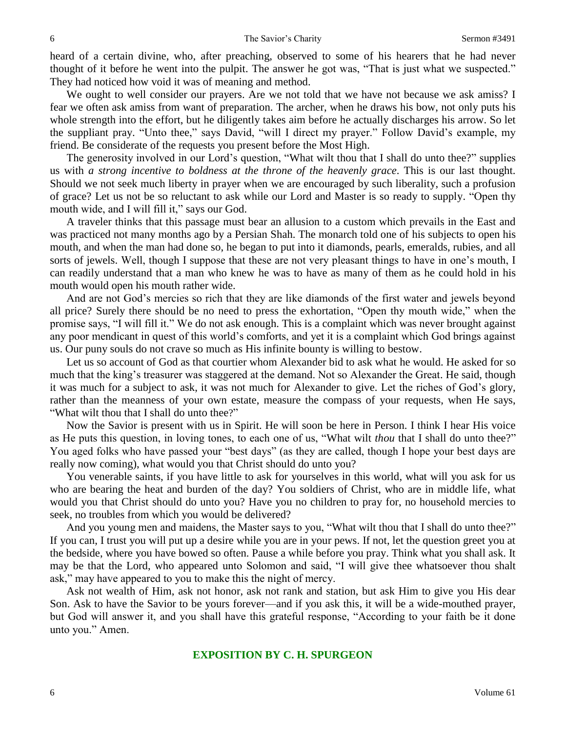heard of a certain divine, who, after preaching, observed to some of his hearers that he had never thought of it before he went into the pulpit. The answer he got was, "That is just what we suspected." They had noticed how void it was of meaning and method.

We ought to well consider our prayers. Are we not told that we have not because we ask amiss? I fear we often ask amiss from want of preparation. The archer, when he draws his bow, not only puts his whole strength into the effort, but he diligently takes aim before he actually discharges his arrow. So let the suppliant pray. "Unto thee," says David, "will I direct my prayer." Follow David's example, my friend. Be considerate of the requests you present before the Most High.

The generosity involved in our Lord's question, "What wilt thou that I shall do unto thee?" supplies us with *a strong incentive to boldness at the throne of the heavenly grace*. This is our last thought. Should we not seek much liberty in prayer when we are encouraged by such liberality, such a profusion of grace? Let us not be so reluctant to ask while our Lord and Master is so ready to supply. "Open thy mouth wide, and I will fill it," says our God.

A traveler thinks that this passage must bear an allusion to a custom which prevails in the East and was practiced not many months ago by a Persian Shah. The monarch told one of his subjects to open his mouth, and when the man had done so, he began to put into it diamonds, pearls, emeralds, rubies, and all sorts of jewels. Well, though I suppose that these are not very pleasant things to have in one's mouth, I can readily understand that a man who knew he was to have as many of them as he could hold in his mouth would open his mouth rather wide.

And are not God's mercies so rich that they are like diamonds of the first water and jewels beyond all price? Surely there should be no need to press the exhortation, "Open thy mouth wide," when the promise says, "I will fill it." We do not ask enough. This is a complaint which was never brought against any poor mendicant in quest of this world's comforts, and yet it is a complaint which God brings against us. Our puny souls do not crave so much as His infinite bounty is willing to bestow.

Let us so account of God as that courtier whom Alexander bid to ask what he would. He asked for so much that the king's treasurer was staggered at the demand. Not so Alexander the Great. He said, though it was much for a subject to ask, it was not much for Alexander to give. Let the riches of God's glory, rather than the meanness of your own estate, measure the compass of your requests, when He says, "What wilt thou that I shall do unto thee?"

Now the Savior is present with us in Spirit. He will soon be here in Person. I think I hear His voice as He puts this question, in loving tones, to each one of us, "What wilt *thou* that I shall do unto thee?" You aged folks who have passed your "best days" (as they are called, though I hope your best days are really now coming), what would you that Christ should do unto you?

You venerable saints, if you have little to ask for yourselves in this world, what will you ask for us who are bearing the heat and burden of the day? You soldiers of Christ, who are in middle life, what would you that Christ should do unto you? Have you no children to pray for, no household mercies to seek, no troubles from which you would be delivered?

And you young men and maidens, the Master says to you, "What wilt thou that I shall do unto thee?" If you can, I trust you will put up a desire while you are in your pews. If not, let the question greet you at the bedside, where you have bowed so often. Pause a while before you pray. Think what you shall ask. It may be that the Lord, who appeared unto Solomon and said, "I will give thee whatsoever thou shalt ask," may have appeared to you to make this the night of mercy.

Ask not wealth of Him, ask not honor, ask not rank and station, but ask Him to give you His dear Son. Ask to have the Savior to be yours forever—and if you ask this, it will be a wide-mouthed prayer, but God will answer it, and you shall have this grateful response, "According to your faith be it done unto you." Amen.

## EXPOSITION BY C. H. SPURGEON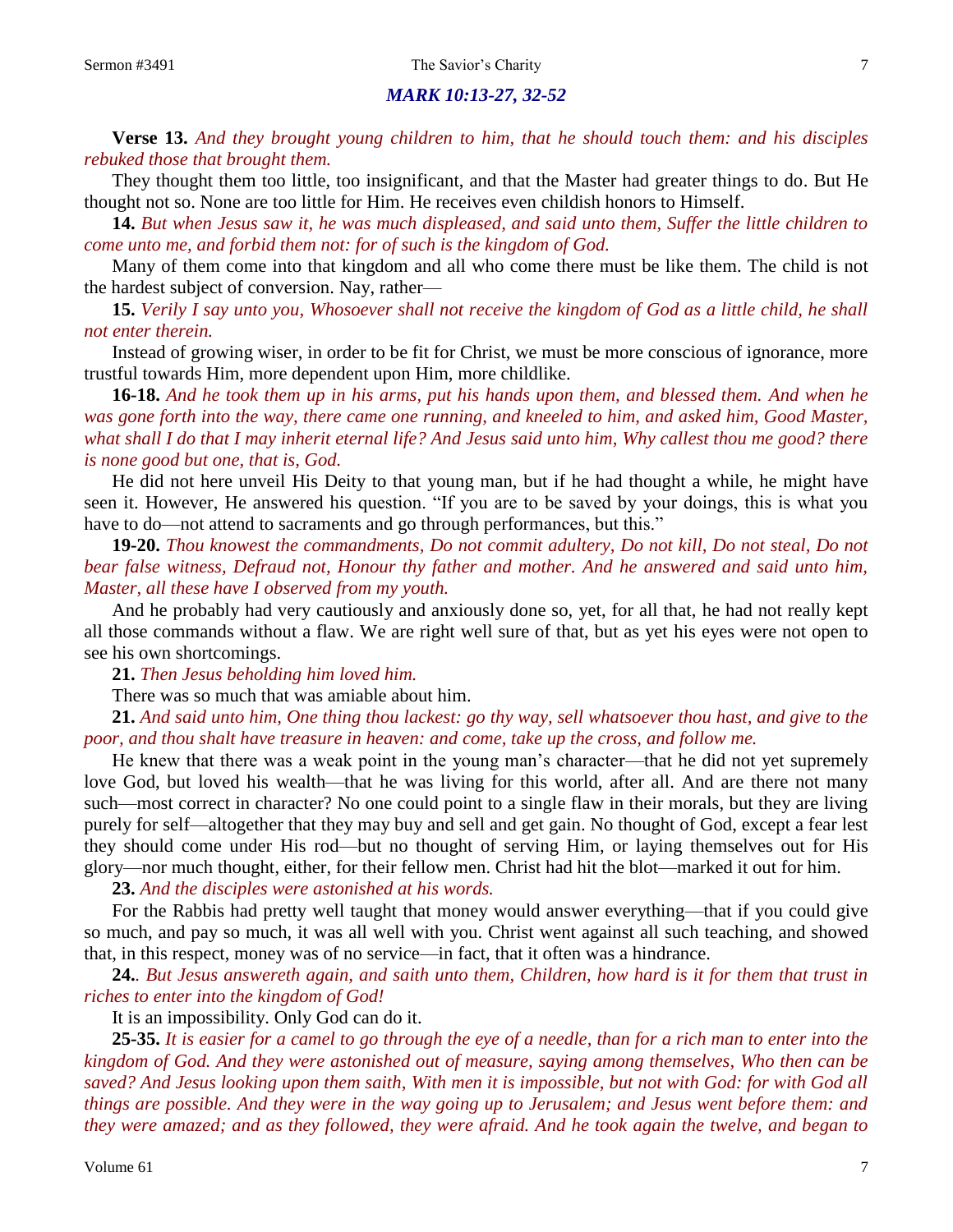### *MARK 10:13-27, 32-52*

**Verse 13.** *And they brought young children to him, that he should touch them: and his disciples rebuked those that brought them.*

They thought them too little, too insignificant, and that the Master had greater things to do. But He thought not so. None are too little for Him. He receives even childish honors to Himself.

**14.** *But when Jesus saw it, he was much displeased, and said unto them, Suffer the little children to come unto me, and forbid them not: for of such is the kingdom of God.*

Many of them come into that kingdom and all who come there must be like them. The child is not the hardest subject of conversion. Nay, rather—

**15.** *Verily I say unto you, Whosoever shall not receive the kingdom of God as a little child, he shall not enter therein.*

Instead of growing wiser, in order to be fit for Christ, we must be more conscious of ignorance, more trustful towards Him, more dependent upon Him, more childlike.

**16-18.** *And he took them up in his arms, put his hands upon them, and blessed them. And when he was gone forth into the way, there came one running, and kneeled to him, and asked him, Good Master, what shall I do that I may inherit eternal life? And Jesus said unto him, Why callest thou me good? there is none good but one, that is, God.*

He did not here unveil His Deity to that young man, but if he had thought a while, he might have seen it. However, He answered his question. "If you are to be saved by your doings, this is what you have to do—not attend to sacraments and go through performances, but this."

**19-20.** *Thou knowest the commandments, Do not commit adultery, Do not kill, Do not steal, Do not bear false witness, Defraud not, Honour thy father and mother. And he answered and said unto him, Master, all these have I observed from my youth.*

And he probably had very cautiously and anxiously done so, yet, for all that, he had not really kept all those commands without a flaw. We are right well sure of that, but as yet his eyes were not open to see his own shortcomings.

**21.** *Then Jesus beholding him loved him.*

There was so much that was amiable about him.

**21.** *And said unto him, One thing thou lackest: go thy way, sell whatsoever thou hast, and give to the poor, and thou shalt have treasure in heaven: and come, take up the cross, and follow me.*

He knew that there was a weak point in the young man's character—that he did not yet supremely love God, but loved his wealth—that he was living for this world, after all. And are there not many such—most correct in character? No one could point to a single flaw in their morals, but they are living purely for self—altogether that they may buy and sell and get gain. No thought of God, except a fear lest they should come under His rod—but no thought of serving Him, or laying themselves out for His glory—nor much thought, either, for their fellow men. Christ had hit the blot—marked it out for him.

**23.** *And the disciples were astonished at his words.*

For the Rabbis had pretty well taught that money would answer everything—that if you could give so much, and pay so much, it was all well with you. Christ went against all such teaching, and showed that, in this respect, money was of no service—in fact, that it often was a hindrance.

**24.**. *But Jesus answereth again, and saith unto them, Children, how hard is it for them that trust in riches to enter into the kingdom of God!*

It is an impossibility. Only God can do it.

**25-35.** *It is easier for a camel to go through the eye of a needle, than for a rich man to enter into the kingdom of God. And they were astonished out of measure, saying among themselves, Who then can be saved? And Jesus looking upon them saith, With men it is impossible, but not with God: for with God all things are possible. And they were in the way going up to Jerusalem; and Jesus went before them: and they were amazed; and as they followed, they were afraid. And he took again the twelve, and began to*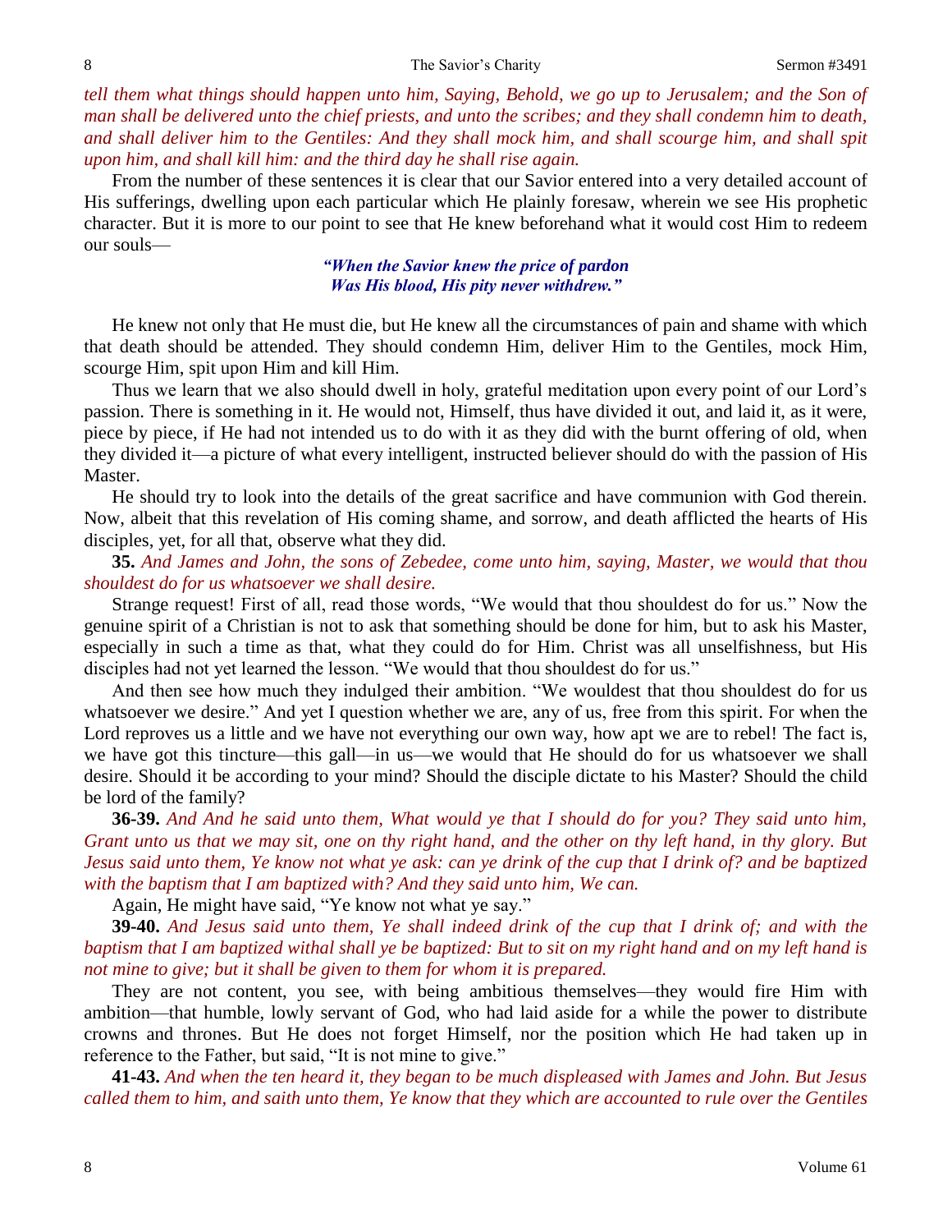*tell them what things should happen unto him, Saying, Behold, we go up to Jerusalem; and the Son of man shall be delivered unto the chief priests, and unto the scribes; and they shall condemn him to death, and shall deliver him to the Gentiles: And they shall mock him, and shall scourge him, and shall spit upon him, and shall kill him: and the third day he shall rise again.*

From the number of these sentences it is clear that our Savior entered into a very detailed account of His sufferings, dwelling upon each particular which He plainly foresaw, wherein we see His prophetic character. But it is more to our point to see that He knew beforehand what it would cost Him to redeem our souls—

> *"When the Savior knew the price of pardon*
> *Was His blood, His pity never withdrew."*

He knew not only that He must die, but He knew all the circumstances of pain and shame with which that death should be attended. They should condemn Him, deliver Him to the Gentiles, mock Him, scourge Him, spit upon Him and kill Him.

Thus we learn that we also should dwell in holy, grateful meditation upon every point of our Lord's passion. There is something in it. He would not, Himself, thus have divided it out, and laid it, as it were, piece by piece, if He had not intended us to do with it as they did with the burnt offering of old, when they divided it—a picture of what every intelligent, instructed believer should do with the passion of His Master.

He should try to look into the details of the great sacrifice and have communion with God therein. Now, albeit that this revelation of His coming shame, and sorrow, and death afflicted the hearts of His disciples, yet, for all that, observe what they did.

**35.** *And James and John, the sons of Zebedee, come unto him, saying, Master, we would that thou shouldest do for us whatsoever we shall desire.*

Strange request! First of all, read those words, "We would that thou shouldest do for us." Now the genuine spirit of a Christian is not to ask that something should be done for him, but to ask his Master, especially in such a time as that, what they could do for Him. Christ was all unselfishness, but His disciples had not yet learned the lesson. "We would that thou shouldest do for us."

And then see how much they indulged their ambition. "We wouldest that thou shouldest do for us whatsoever we desire." And yet I question whether we are, any of us, free from this spirit. For when the Lord reproves us a little and we have not everything our own way, how apt we are to rebel! The fact is, we have got this tincture—this gall—in us—we would that He should do for us whatsoever we shall desire. Should it be according to your mind? Should the disciple dictate to his Master? Should the child be lord of the family?

**36-39.** *And And he said unto them, What would ye that I should do for you? They said unto him, Grant unto us that we may sit, one on thy right hand, and the other on thy left hand, in thy glory. But Jesus said unto them, Ye know not what ye ask: can ye drink of the cup that I drink of? and be baptized with the baptism that I am baptized with? And they said unto him, We can.*

Again, He might have said, "Ye know not what ye say."

**39-40.** *And Jesus said unto them, Ye shall indeed drink of the cup that I drink of; and with the baptism that I am baptized withal shall ye be baptized: But to sit on my right hand and on my left hand is not mine to give; but it shall be given to them for whom it is prepared.*

They are not content, you see, with being ambitious themselves—they would fire Him with ambition—that humble, lowly servant of God, who had laid aside for a while the power to distribute crowns and thrones. But He does not forget Himself, nor the position which He had taken up in reference to the Father, but said, "It is not mine to give."

**41-43.** *And when the ten heard it, they began to be much displeased with James and John. But Jesus called them to him, and saith unto them, Ye know that they which are accounted to rule over the Gentiles*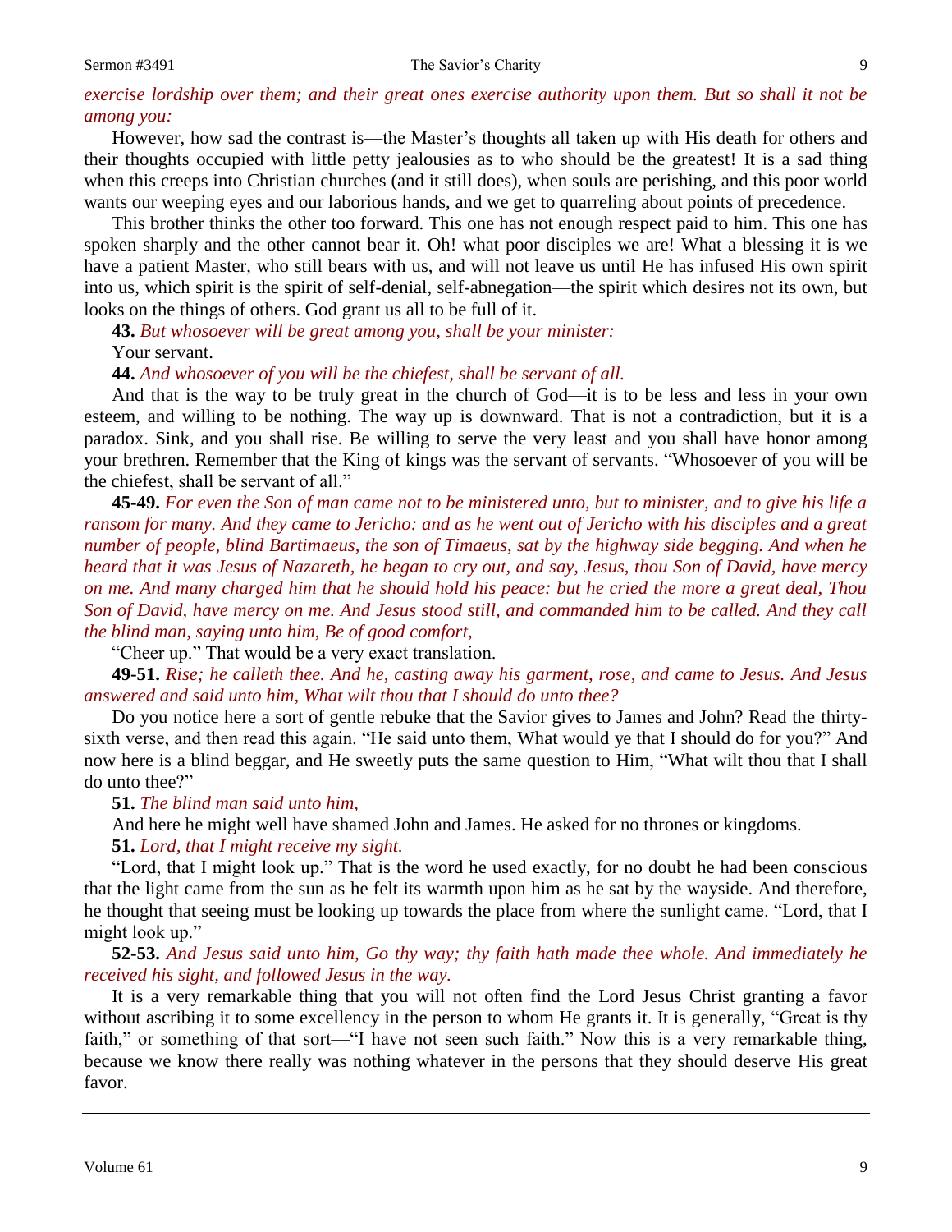*exercise lordship over them; and their great ones exercise authority upon them. But so shall it not be among you:*

However, how sad the contrast is—the Master's thoughts all taken up with His death for others and their thoughts occupied with little petty jealousies as to who should be the greatest! It is a sad thing when this creeps into Christian churches (and it still does), when souls are perishing, and this poor world wants our weeping eyes and our laborious hands, and we get to quarreling about points of precedence.

This brother thinks the other too forward. This one has not enough respect paid to him. This one has spoken sharply and the other cannot bear it. Oh! what poor disciples we are! What a blessing it is we have a patient Master, who still bears with us, and will not leave us until He has infused His own spirit into us, which spirit is the spirit of self-denial, self-abnegation—the spirit which desires not its own, but looks on the things of others. God grant us all to be full of it.

**43.** *But whosoever will be great among you, shall be your minister:*

Your servant.

**44.** *And whosoever of you will be the chiefest, shall be servant of all.*

And that is the way to be truly great in the church of God—it is to be less and less in your own esteem, and willing to be nothing. The way up is downward. That is not a contradiction, but it is a paradox. Sink, and you shall rise. Be willing to serve the very least and you shall have honor among your brethren. Remember that the King of kings was the servant of servants. "Whosoever of you will be the chiefest, shall be servant of all."

**45-49.** *For even the Son of man came not to be ministered unto, but to minister, and to give his life a ransom for many. And they came to Jericho: and as he went out of Jericho with his disciples and a great number of people, blind Bartimaeus, the son of Timaeus, sat by the highway side begging. And when he heard that it was Jesus of Nazareth, he began to cry out, and say, Jesus, thou Son of David, have mercy on me. And many charged him that he should hold his peace: but he cried the more a great deal, Thou Son of David, have mercy on me. And Jesus stood still, and commanded him to be called. And they call the blind man, saying unto him, Be of good comfort,*

"Cheer up." That would be a very exact translation.

**49-51.** *Rise; he calleth thee. And he, casting away his garment, rose, and came to Jesus. And Jesus answered and said unto him, What wilt thou that I should do unto thee?*

Do you notice here a sort of gentle rebuke that the Savior gives to James and John? Read the thirty-sixth verse, and then read this again. "He said unto them, What would ye that I should do for you?" And now here is a blind beggar, and He sweetly puts the same question to Him, "What wilt thou that I shall do unto thee?"

**51.** *The blind man said unto him,*

And here he might well have shamed John and James. He asked for no thrones or kingdoms.

**51.** *Lord, that I might receive my sight.*

"Lord, that I might look up." That is the word he used exactly, for no doubt he had been conscious that the light came from the sun as he felt its warmth upon him as he sat by the wayside. And therefore, he thought that seeing must be looking up towards the place from where the sunlight came. "Lord, that I might look up."

**52-53.** *And Jesus said unto him, Go thy way; thy faith hath made thee whole. And immediately he received his sight, and followed Jesus in the way.*

It is a very remarkable thing that you will not often find the Lord Jesus Christ granting a favor without ascribing it to some excellency in the person to whom He grants it. It is generally, "Great is thy faith," or something of that sort—"I have not seen such faith." Now this is a very remarkable thing, because we know there really was nothing whatever in the persons that they should deserve His great favor.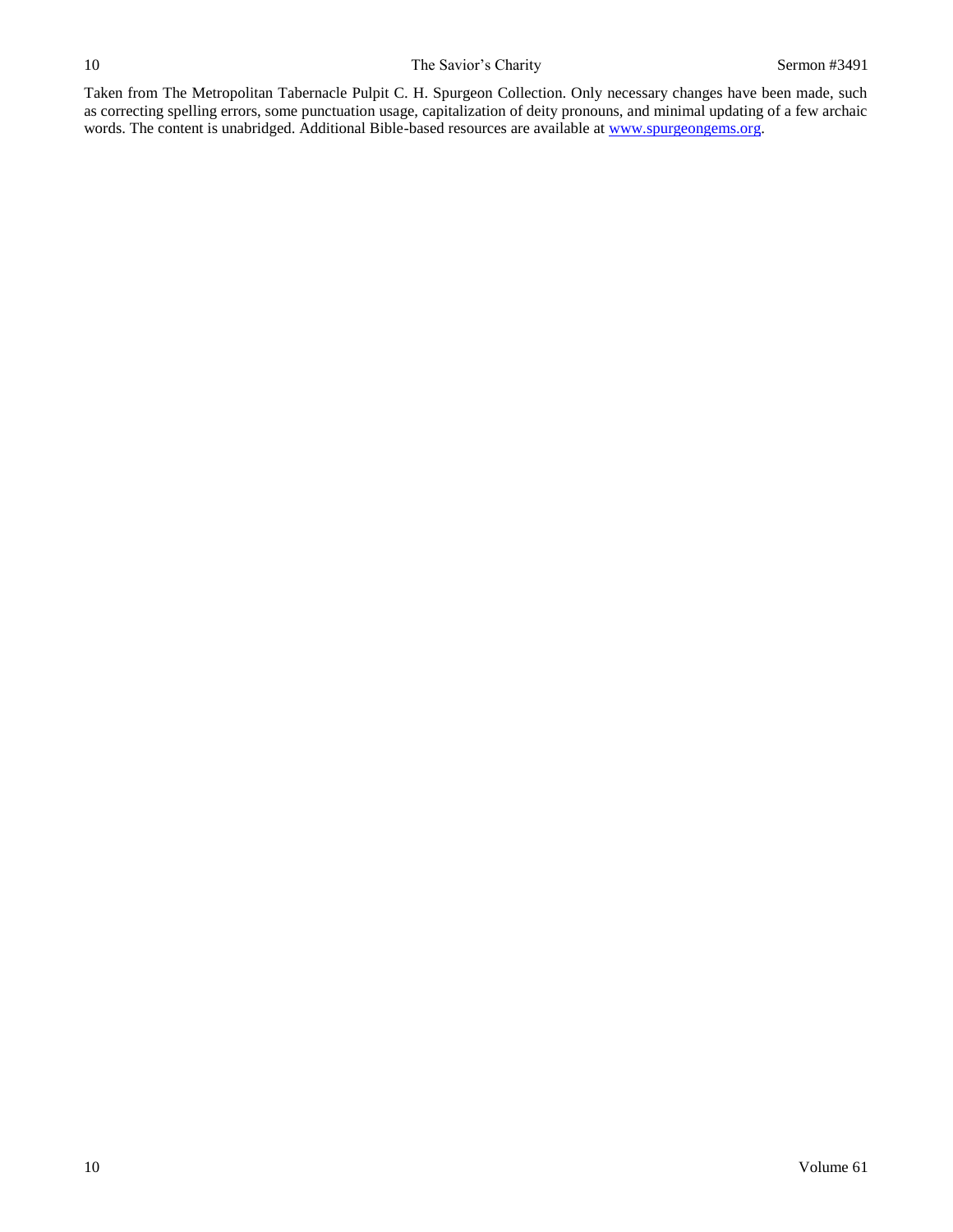Taken from The Metropolitan Tabernacle Pulpit C. H. Spurgeon Collection. Only necessary changes have been made, such as correcting spelling errors, some punctuation usage, capitalization of deity pronouns, and minimal updating of a few archaic words. The content is unabridged. Additional Bible-based resources are available at [www.spurgeongems.org](http://www.spurgeongems.org).